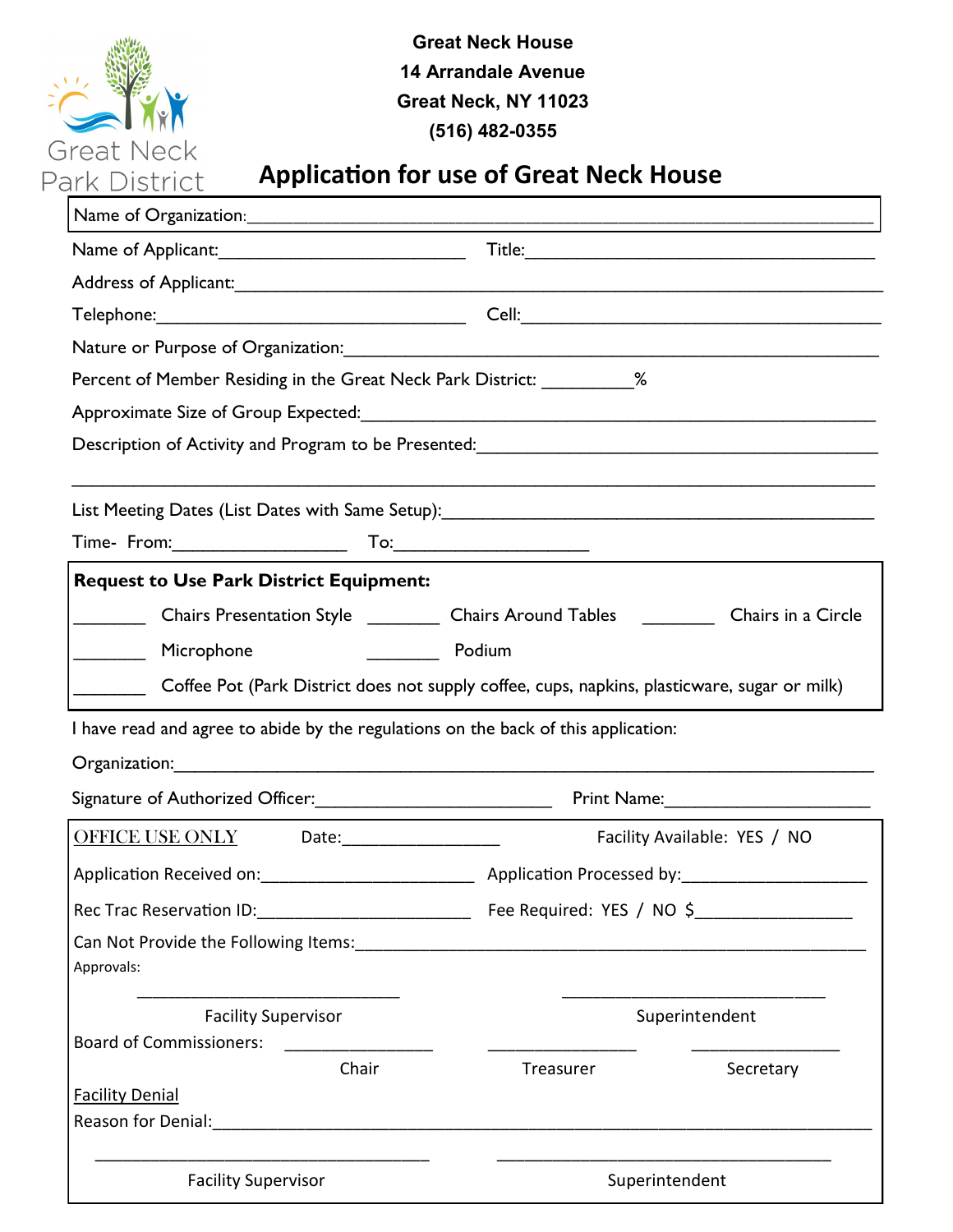Great Neck Park District

**Great Neck House**
**14 Arrandale Avenue**
**Great Neck, NY 11023**
**(516) 482-0355**

# Application for use of Great Neck House

Name of Organization:________________________________________________________________

Name of Applicant:__________________________ Title:_____________________________________

Address of Applicant:________________________________________________________________

Telephone:_________________________________ Cell:______________________________________

Nature or Purpose of Organization:____________________________________________________

Percent of Member Residing in the Great Neck Park District: _________%

Approximate Size of Group Expected:___________________________________________________

Description of Activity and Program to be Presented:_________________________________________

_____________________________________________________________________________________

List Meeting Dates (List Dates with Same Setup):____________________________________________

Time- From:_________________ To:___________________

**Request to Use Park District Equipment:**

_______ Chairs Presentation Style _______ Chairs Around Tables _______ Chairs in a Circle

_______ Microphone _______ Podium

_______ Coffee Pot (Park District does not supply coffee, cups, napkins, plasticware, sugar or milk)

I have read and agree to abide by the regulations on the back of this application:

Organization:_____________________________________________________________________

Signature of Authorized Officer:________________________ Print Name:_____________________

OFFICE USE ONLY Date:________________ Facility Available: YES / NO

Application Received on:______________________ Application Processed by:___________________

Rec Trac Reservation ID:______________________ Fee Required: YES / NO $________________

Can Not Provide the Following Items:______________________________________________________

Approvals:

______________________________ ______________________________
Facility Supervisor Superintendent

Board of Commissioners: ________________ ________________ ________________
Chair Treasurer Secretary

Facility Denial

Reason for Denial:_____________________________________________________________________

______________________________ ______________________________
Facility Supervisor Superintendent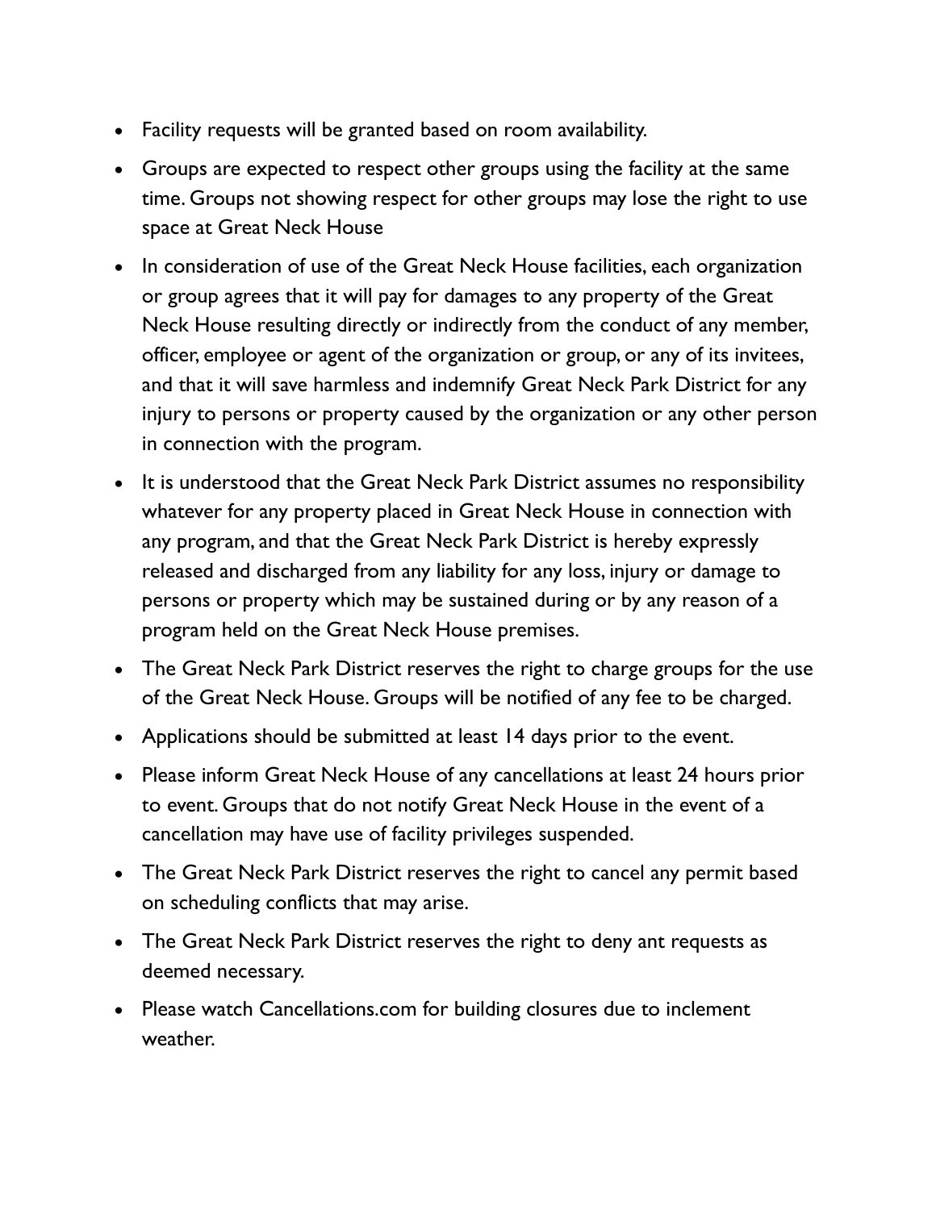- Facility requests will be granted based on room availability.
- Groups are expected to respect other groups using the facility at the same time. Groups not showing respect for other groups may lose the right to use space at Great Neck House
- In consideration of use of the Great Neck House facilities, each organization or group agrees that it will pay for damages to any property of the Great Neck House resulting directly or indirectly from the conduct of any member, officer, employee or agent of the organization or group, or any of its invitees, and that it will save harmless and indemnify Great Neck Park District for any injury to persons or property caused by the organization or any other person in connection with the program.
- It is understood that the Great Neck Park District assumes no responsibility whatever for any property placed in Great Neck House in connection with any program, and that the Great Neck Park District is hereby expressly released and discharged from any liability for any loss, injury or damage to persons or property which may be sustained during or by any reason of a program held on the Great Neck House premises.
- The Great Neck Park District reserves the right to charge groups for the use of the Great Neck House. Groups will be notified of any fee to be charged.
- Applications should be submitted at least 14 days prior to the event.
- Please inform Great Neck House of any cancellations at least 24 hours prior to event. Groups that do not notify Great Neck House in the event of a cancellation may have use of facility privileges suspended.
- The Great Neck Park District reserves the right to cancel any permit based on scheduling conflicts that may arise.
- The Great Neck Park District reserves the right to deny ant requests as deemed necessary.
- Please watch Cancellations.com for building closures due to inclement weather.